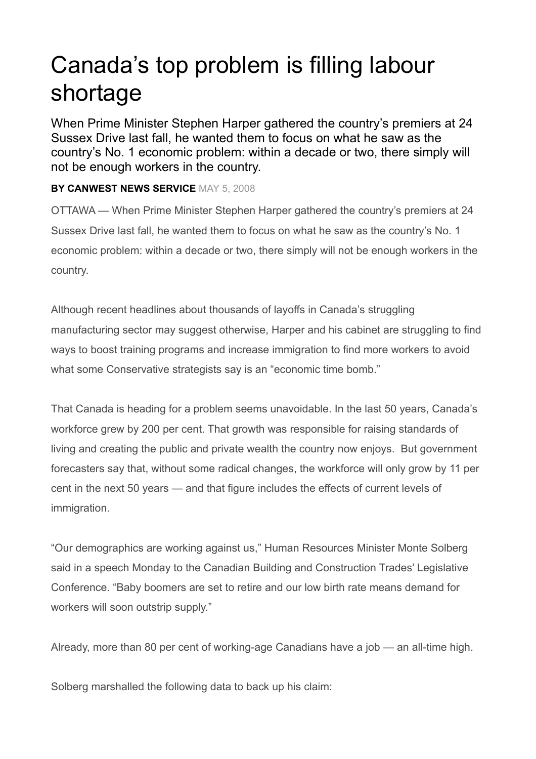# Canada's top problem is filling labour shortage

When Prime Minister Stephen Harper gathered the country's premiers at 24 Sussex Drive last fall, he wanted them to focus on what he saw as the country's No. 1 economic problem: within a decade or two, there simply will not be enough workers in the country.

**BY CANWEST NEWS SERVICE** MAY 5, 2008

OTTAWA — When Prime Minister Stephen Harper gathered the country's premiers at 24 Sussex Drive last fall, he wanted them to focus on what he saw as the country's No. 1 economic problem: within a decade or two, there simply will not be enough workers in the country.

Although recent headlines about thousands of layoffs in Canada's struggling manufacturing sector may suggest otherwise, Harper and his cabinet are struggling to find ways to boost training programs and increase immigration to find more workers to avoid what some Conservative strategists say is an "economic time bomb."

That Canada is heading for a problem seems unavoidable. In the last 50 years, Canada's workforce grew by 200 per cent. That growth was responsible for raising standards of living and creating the public and private wealth the country now enjoys. But government forecasters say that, without some radical changes, the workforce will only grow by 11 per cent in the next 50 years — and that figure includes the effects of current levels of immigration.

"Our demographics are working against us," Human Resources Minister Monte Solberg said in a speech Monday to the Canadian Building and Construction Trades' Legislative Conference. "Baby boomers are set to retire and our low birth rate means demand for workers will soon outstrip supply."

Already, more than 80 per cent of working-age Canadians have a job — an all-time high.

Solberg marshalled the following data to back up his claim: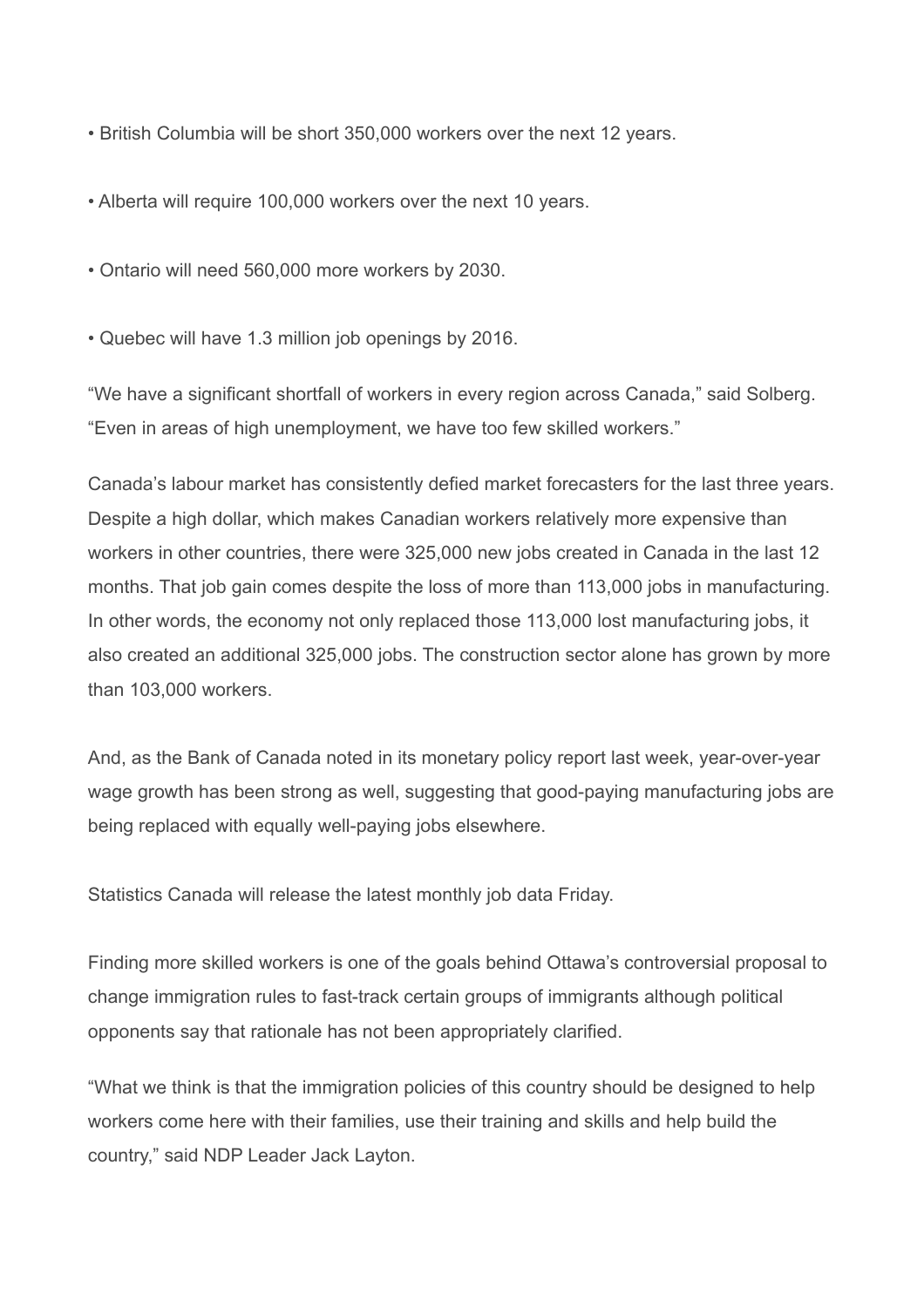- British Columbia will be short 350,000 workers over the next 12 years.
- Alberta will require 100,000 workers over the next 10 years.
- Ontario will need 560,000 more workers by 2030.
- Quebec will have 1.3 million job openings by 2016.

"We have a significant shortfall of workers in every region across Canada," said Solberg. "Even in areas of high unemployment, we have too few skilled workers."

Canada's labour market has consistently defied market forecasters for the last three years. Despite a high dollar, which makes Canadian workers relatively more expensive than workers in other countries, there were 325,000 new jobs created in Canada in the last 12 months. That job gain comes despite the loss of more than 113,000 jobs in manufacturing. In other words, the economy not only replaced those 113,000 lost manufacturing jobs, it also created an additional 325,000 jobs. The construction sector alone has grown by more than 103,000 workers.

And, as the Bank of Canada noted in its monetary policy report last week, year-over-year wage growth has been strong as well, suggesting that good-paying manufacturing jobs are being replaced with equally well-paying jobs elsewhere.

Statistics Canada will release the latest monthly job data Friday.

Finding more skilled workers is one of the goals behind Ottawa's controversial proposal to change immigration rules to fast-track certain groups of immigrants although political opponents say that rationale has not been appropriately clarified.

"What we think is that the immigration policies of this country should be designed to help workers come here with their families, use their training and skills and help build the country," said NDP Leader Jack Layton.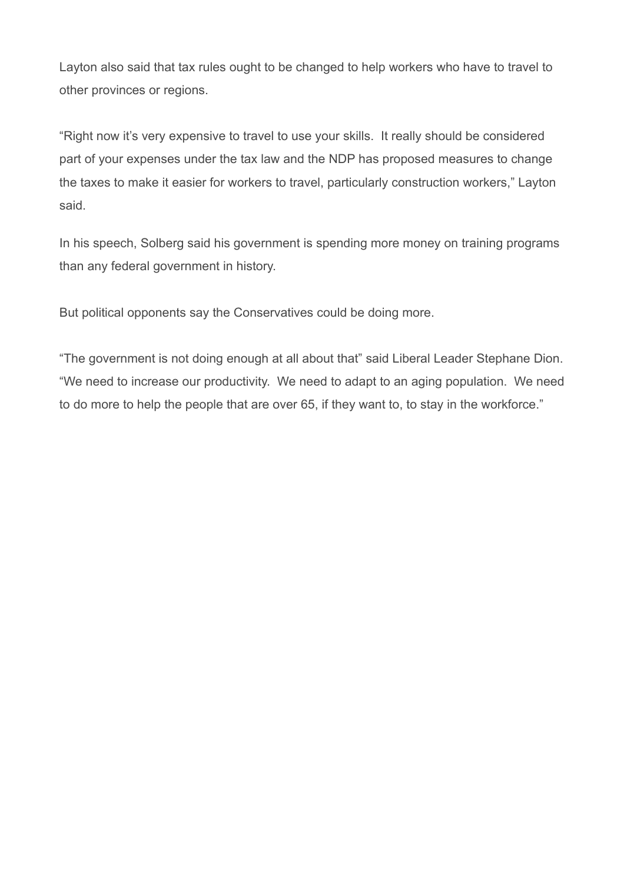Layton also said that tax rules ought to be changed to help workers who have to travel to other provinces or regions.

“Right now it’s very expensive to travel to use your skills.  It really should be considered part of your expenses under the tax law and the NDP has proposed measures to change the taxes to make it easier for workers to travel, particularly construction workers,” Layton said.

In his speech, Solberg said his government is spending more money on training programs than any federal government in history.

But political opponents say the Conservatives could be doing more.

“The government is not doing enough at all about that” said Liberal Leader Stephane Dion. “We need to increase our productivity.  We need to adapt to an aging population.  We need to do more to help the people that are over 65, if they want to, to stay in the workforce.”